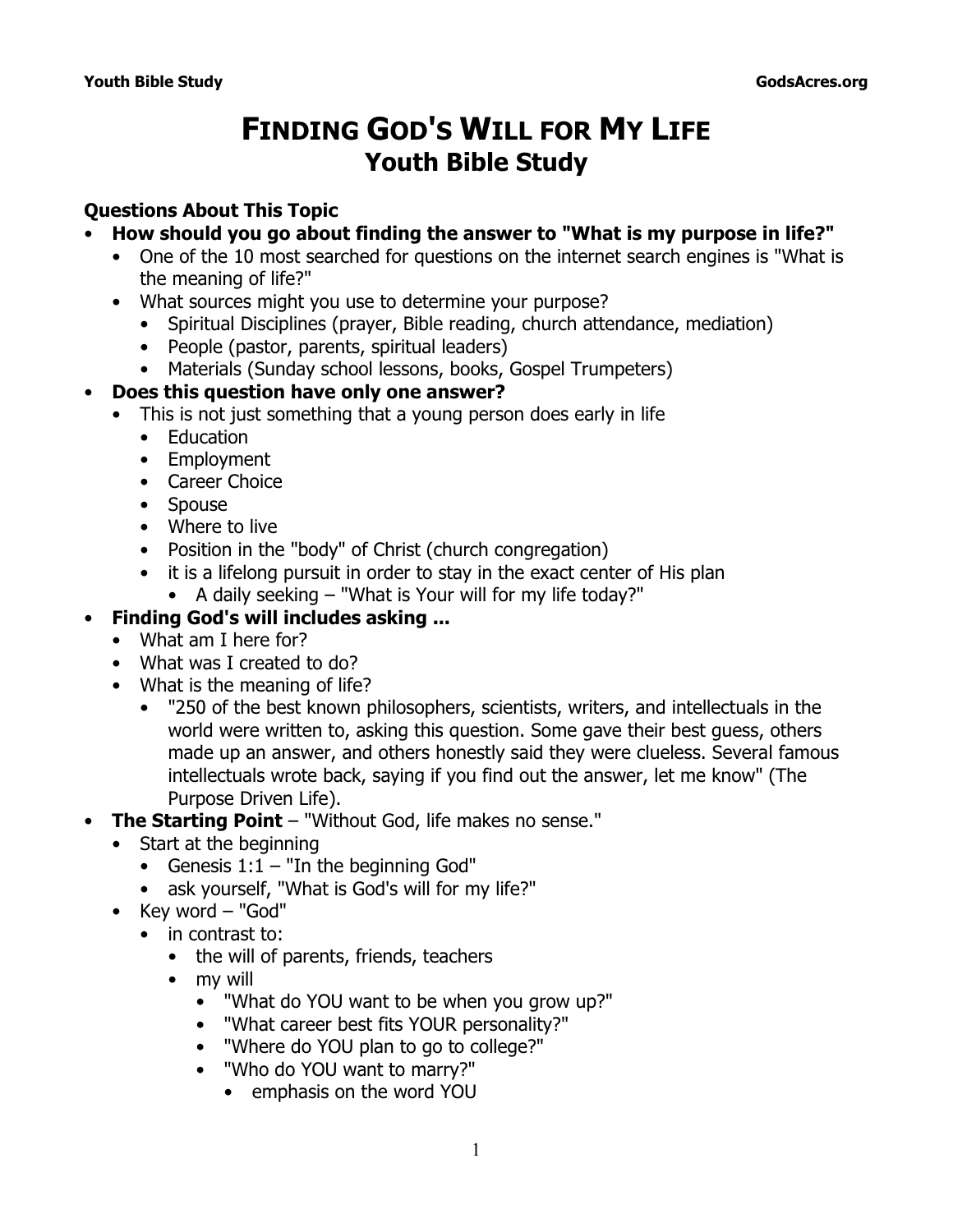# FINDING GOD'S WILL FOR MY LIFE
## Youth Bible Study

**Questions About This Topic**

- **How should you go about finding the answer to "What is my purpose in life?"**
  - One of the 10 most searched for questions on the internet search engines is "What is the meaning of life?"
  - What sources might you use to determine your purpose?
    - Spiritual Disciplines (prayer, Bible reading, church attendance, mediation)
    - People (pastor, parents, spiritual leaders)
    - Materials (Sunday school lessons, books, Gospel Trumpeters)
- **Does this question have only one answer?**
  - This is not just something that a young person does early in life
    - Education
    - Employment
    - Career Choice
    - Spouse
    - Where to live
    - Position in the "body" of Christ (church congregation)
    - it is a lifelong pursuit in order to stay in the exact center of His plan
      - A daily seeking – "What is Your will for my life today?"
- **Finding God's will includes asking ...**
  - What am I here for?
  - What was I created to do?
  - What is the meaning of life?
    - "250 of the best known philosophers, scientists, writers, and intellectuals in the world were written to, asking this question. Some gave their best guess, others made up an answer, and others honestly said they were clueless. Several famous intellectuals wrote back, saying if you find out the answer, let me know" (The Purpose Driven Life).
- **The Starting Point** – "Without God, life makes no sense."
  - Start at the beginning
    - Genesis 1:1 – "In the beginning God"
    - ask yourself, "What is God's will for my life?"
  - Key word – "God"
    - in contrast to:
      - the will of parents, friends, teachers
      - my will
        - "What do YOU want to be when you grow up?"
        - "What career best fits YOUR personality?"
        - "Where do YOU plan to go to college?"
        - "Who do YOU want to marry?"
          - emphasis on the word YOU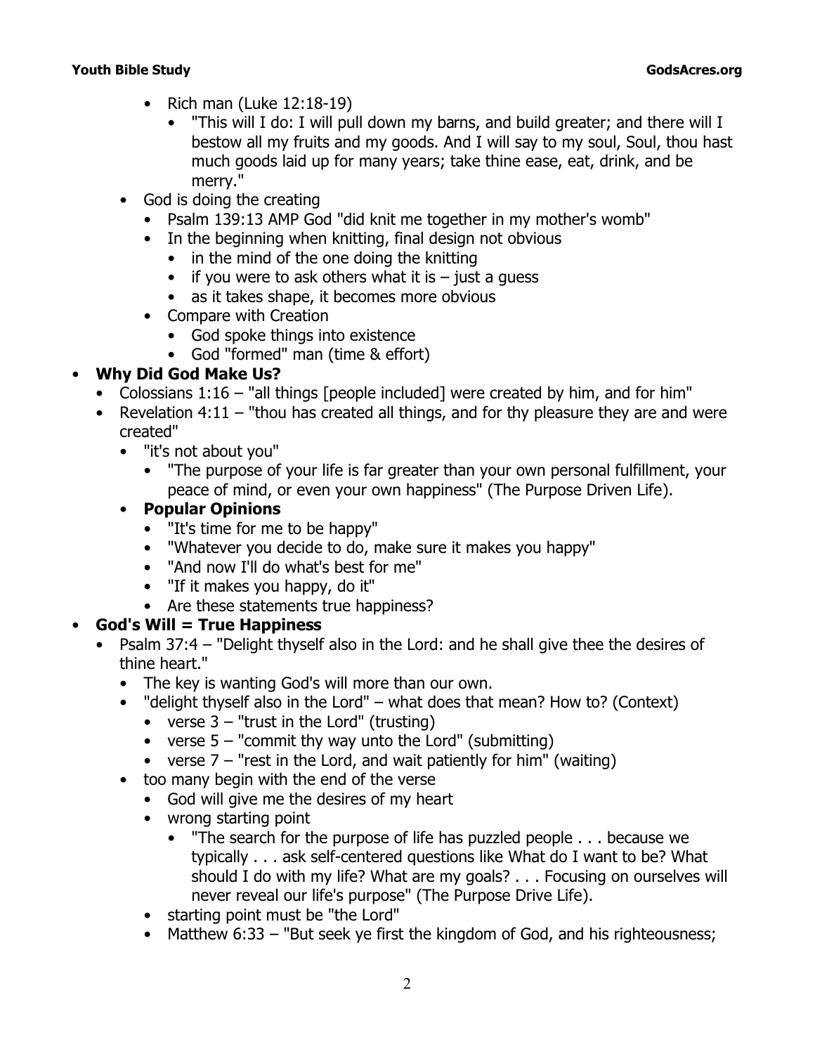- Rich man (Luke 12:18-19)
  - "This will I do: I will pull down my barns, and build greater; and there will I bestow all my fruits and my goods. And I will say to my soul, Soul, thou hast much goods laid up for many years; take thine ease, eat, drink, and be merry."
- God is doing the creating
  - Psalm 139:13 AMP God "did knit me together in my mother's womb"
  - In the beginning when knitting, final design not obvious
    - in the mind of the one doing the knitting
    - if you were to ask others what it is – just a guess
    - as it takes shape, it becomes more obvious
  - Compare with Creation
    - God spoke things into existence
    - God "formed" man (time & effort)

- **Why Did God Make Us?**
  - Colossians 1:16 – "all things [people included] were created by him, and for him"
  - Revelation 4:11 – "thou has created all things, and for thy pleasure they are and were created"
    - "it's not about you"
      - "The purpose of your life is far greater than your own personal fulfillment, your peace of mind, or even your own happiness" (The Purpose Driven Life).
    - **Popular Opinions**
      - "It's time for me to be happy"
      - "Whatever you decide to do, make sure it makes you happy"
      - "And now I'll do what's best for me"
      - "If it makes you happy, do it"
      - Are these statements true happiness?

- **God's Will = True Happiness**
  - Psalm 37:4 – "Delight thyself also in the Lord: and he shall give thee the desires of thine heart."
    - The key is wanting God's will more than our own.
    - "delight thyself also in the Lord" – what does that mean? How to? (Context)
      - verse 3 – "trust in the Lord" (trusting)
      - verse 5 – "commit thy way unto the Lord" (submitting)
      - verse 7 – "rest in the Lord, and wait patiently for him" (waiting)
    - too many begin with the end of the verse
      - God will give me the desires of my heart
      - wrong starting point
        - "The search for the purpose of life has puzzled people . . . because we typically . . . ask self-centered questions like What do I want to be? What should I do with my life? What are my goals? . . . Focusing on ourselves will never reveal our life's purpose" (The Purpose Drive Life).
    - starting point must be "the Lord"
    - Matthew 6:33 – "But seek ye first the kingdom of God, and his righteousness;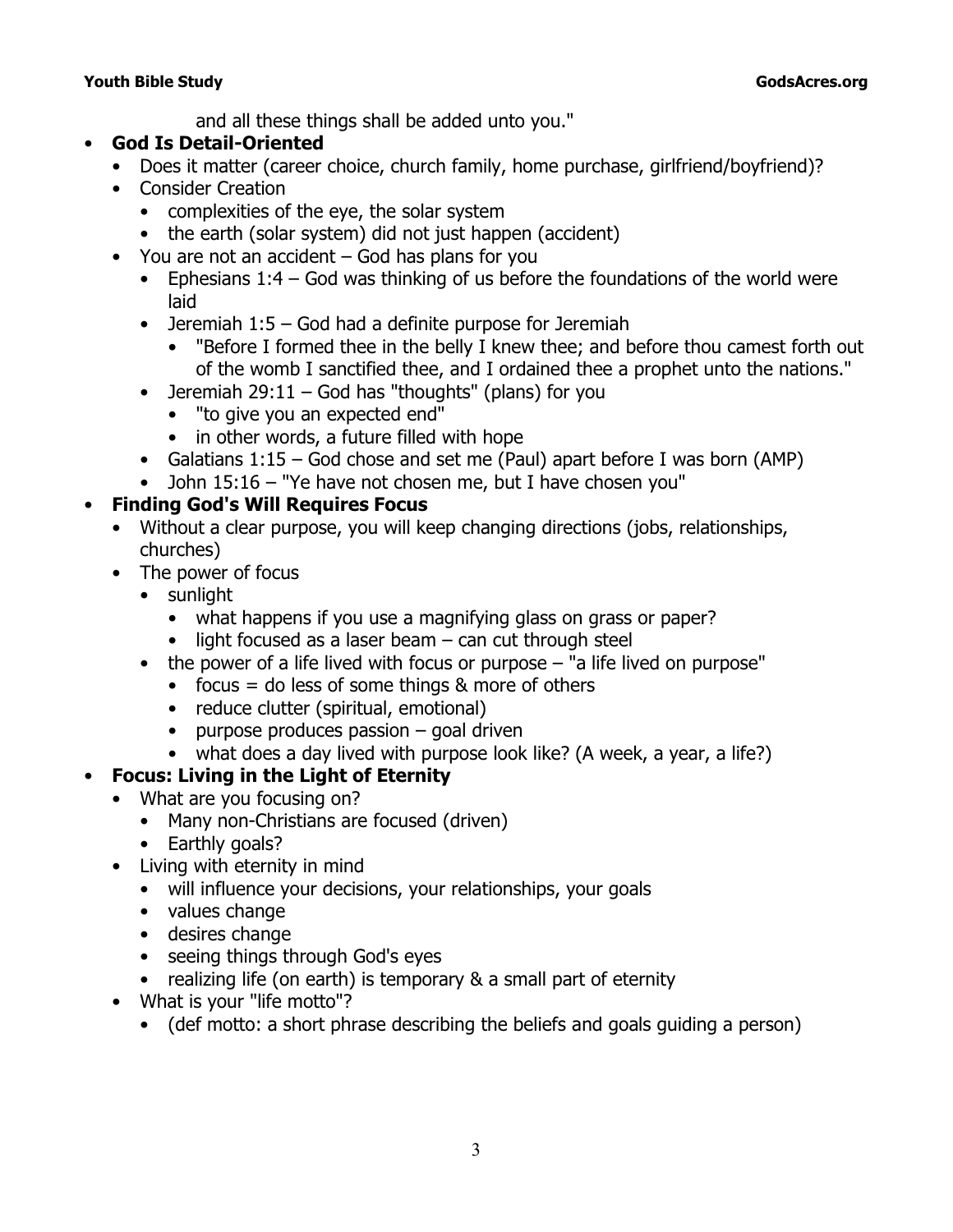and all these things shall be added unto you."

- **God Is Detail-Oriented**
  - Does it matter (career choice, church family, home purchase, girlfriend/boyfriend)?
  - Consider Creation
    - complexities of the eye, the solar system
    - the earth (solar system) did not just happen (accident)
  - You are not an accident – God has plans for you
    - Ephesians 1:4 – God was thinking of us before the foundations of the world were laid
    - Jeremiah 1:5 – God had a definite purpose for Jeremiah
      - "Before I formed thee in the belly I knew thee; and before thou camest forth out of the womb I sanctified thee, and I ordained thee a prophet unto the nations."
    - Jeremiah 29:11 – God has "thoughts" (plans) for you
      - "to give you an expected end"
      - in other words, a future filled with hope
    - Galatians 1:15 – God chose and set me (Paul) apart before I was born (AMP)
    - John 15:16 – "Ye have not chosen me, but I have chosen you"
- **Finding God's Will Requires Focus**
  - Without a clear purpose, you will keep changing directions (jobs, relationships, churches)
  - The power of focus
    - sunlight
      - what happens if you use a magnifying glass on grass or paper?
      - light focused as a laser beam – can cut through steel
    - the power of a life lived with focus or purpose – "a life lived on purpose"
      - focus = do less of some things & more of others
      - reduce clutter (spiritual, emotional)
      - purpose produces passion – goal driven
      - what does a day lived with purpose look like? (A week, a year, a life?)
- **Focus: Living in the Light of Eternity**
  - What are you focusing on?
    - Many non-Christians are focused (driven)
    - Earthly goals?
  - Living with eternity in mind
    - will influence your decisions, your relationships, your goals
    - values change
    - desires change
    - seeing things through God's eyes
    - realizing life (on earth) is temporary & a small part of eternity
  - What is your "life motto"?
    - (def motto: a short phrase describing the beliefs and goals guiding a person)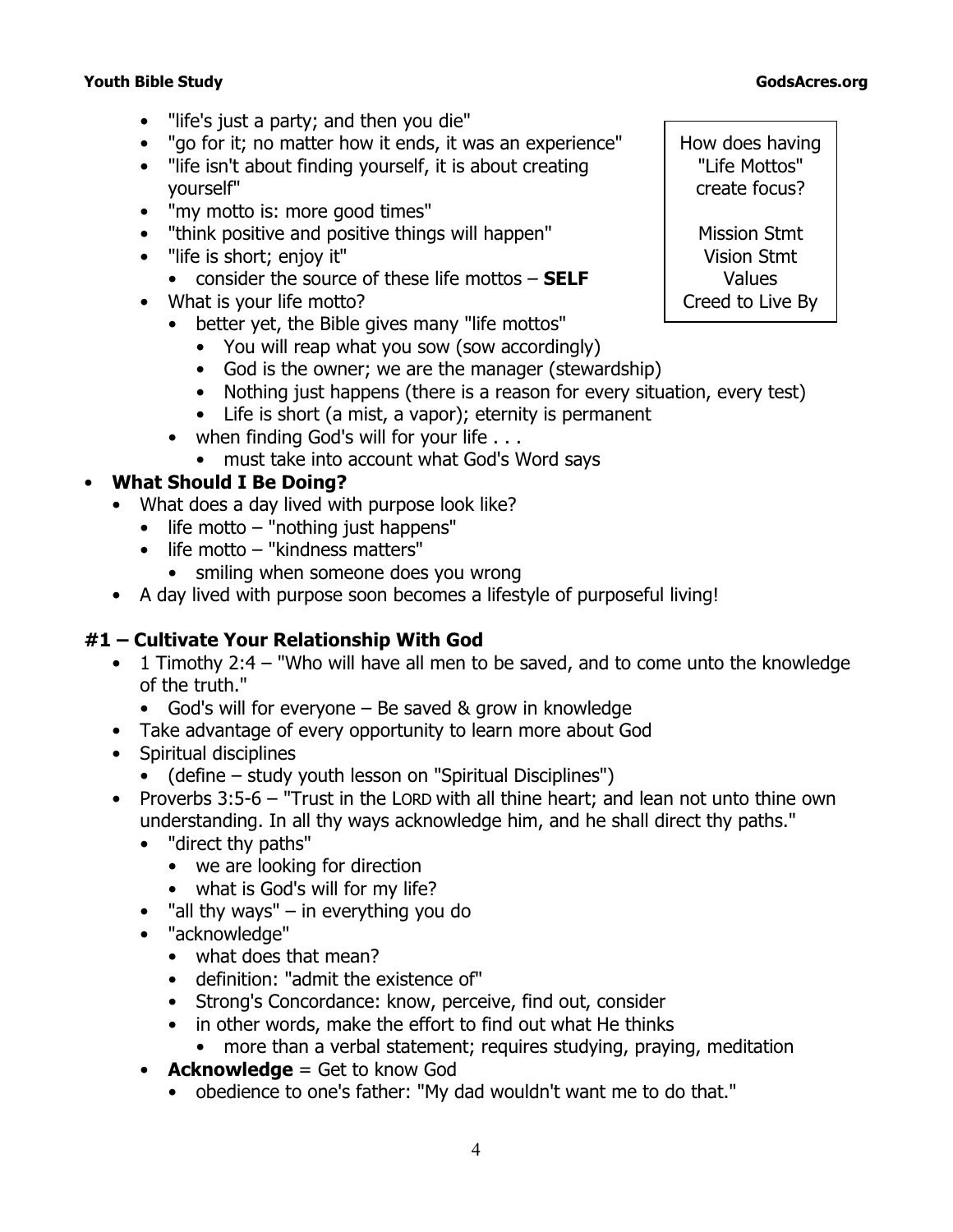- "life's just a party; and then you die"
- "go for it; no matter how it ends, it was an experience"
- "life isn't about finding yourself, it is about creating yourself"
- "my motto is: more good times"
- "think positive and positive things will happen"
- "life is short; enjoy it"
  - consider the source of these life mottos – **SELF**
- What is your life motto?
  - better yet, the Bible gives many "life mottos"
    - You will reap what you sow (sow accordingly)
    - God is the owner; we are the manager (stewardship)
    - Nothing just happens (there is a reason for every situation, every test)
    - Life is short (a mist, a vapor); eternity is permanent
  - when finding God's will for your life . . .
    - must take into account what God's Word says

> How does having "Life Mottos" create focus?
>
> Mission Stmt
> Vision Stmt
> Values
> Creed to Live By

- **What Should I Be Doing?**
  - What does a day lived with purpose look like?
    - life motto – "nothing just happens"
    - life motto – "kindness matters"
      - smiling when someone does you wrong
  - A day lived with purpose soon becomes a lifestyle of purposeful living!

## #1 – Cultivate Your Relationship With God

- 1 Timothy 2:4 – "Who will have all men to be saved, and to come unto the knowledge of the truth."
  - God's will for everyone – Be saved & grow in knowledge
- Take advantage of every opportunity to learn more about God
- Spiritual disciplines
  - (define – study youth lesson on "Spiritual Disciplines")
- Proverbs 3:5-6 – "Trust in the LORD with all thine heart; and lean not unto thine own understanding. In all thy ways acknowledge him, and he shall direct thy paths."
  - "direct thy paths"
    - we are looking for direction
    - what is God's will for my life?
  - "all thy ways" – in everything you do
  - "acknowledge"
    - what does that mean?
    - definition: "admit the existence of"
    - Strong's Concordance: know, perceive, find out, consider
    - in other words, make the effort to find out what He thinks
      - more than a verbal statement; requires studying, praying, meditation
  - **Acknowledge** = Get to know God
    - obedience to one's father: "My dad wouldn't want me to do that."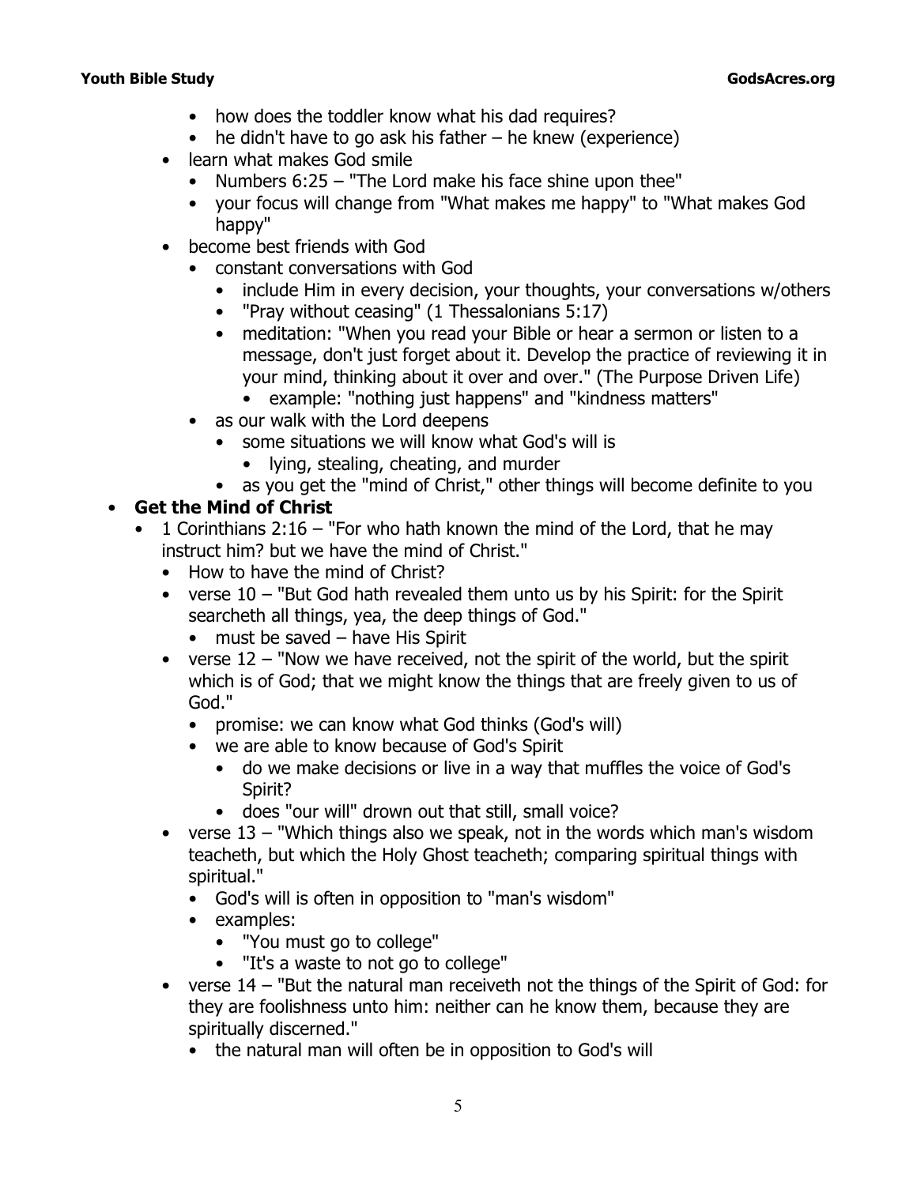- how does the toddler know what his dad requires?
    - he didn't have to go ask his father – he knew (experience)
- learn what makes God smile
    - Numbers 6:25 – "The Lord make his face shine upon thee"
    - your focus will change from "What makes me happy" to "What makes God happy"
- become best friends with God
    - constant conversations with God
        - include Him in every decision, your thoughts, your conversations w/others
        - "Pray without ceasing" (1 Thessalonians 5:17)
        - meditation: "When you read your Bible or hear a sermon or listen to a message, don't just forget about it. Develop the practice of reviewing it in your mind, thinking about it over and over." (The Purpose Driven Life)
            - example: "nothing just happens" and "kindness matters"
    - as our walk with the Lord deepens
        - some situations we will know what God's will is
            - lying, stealing, cheating, and murder
        - as you get the "mind of Christ," other things will become definite to you

- **Get the Mind of Christ**
    - 1 Corinthians 2:16 – "For who hath known the mind of the Lord, that he may instruct him? but we have the mind of Christ."
        - How to have the mind of Christ?
        - verse 10 – "But God hath revealed them unto us by his Spirit: for the Spirit searcheth all things, yea, the deep things of God."
            - must be saved – have His Spirit
        - verse 12 – "Now we have received, not the spirit of the world, but the spirit which is of God; that we might know the things that are freely given to us of God."
            - promise: we can know what God thinks (God's will)
            - we are able to know because of God's Spirit
                - do we make decisions or live in a way that muffles the voice of God's Spirit?
                - does "our will" drown out that still, small voice?
        - verse 13 – "Which things also we speak, not in the words which man's wisdom teacheth, but which the Holy Ghost teacheth; comparing spiritual things with spiritual."
            - God's will is often in opposition to "man's wisdom"
            - examples:
                - "You must go to college"
                - "It's a waste to not go to college"
        - verse 14 – "But the natural man receiveth not the things of the Spirit of God: for they are foolishness unto him: neither can he know them, because they are spiritually discerned."
            - the natural man will often be in opposition to God's will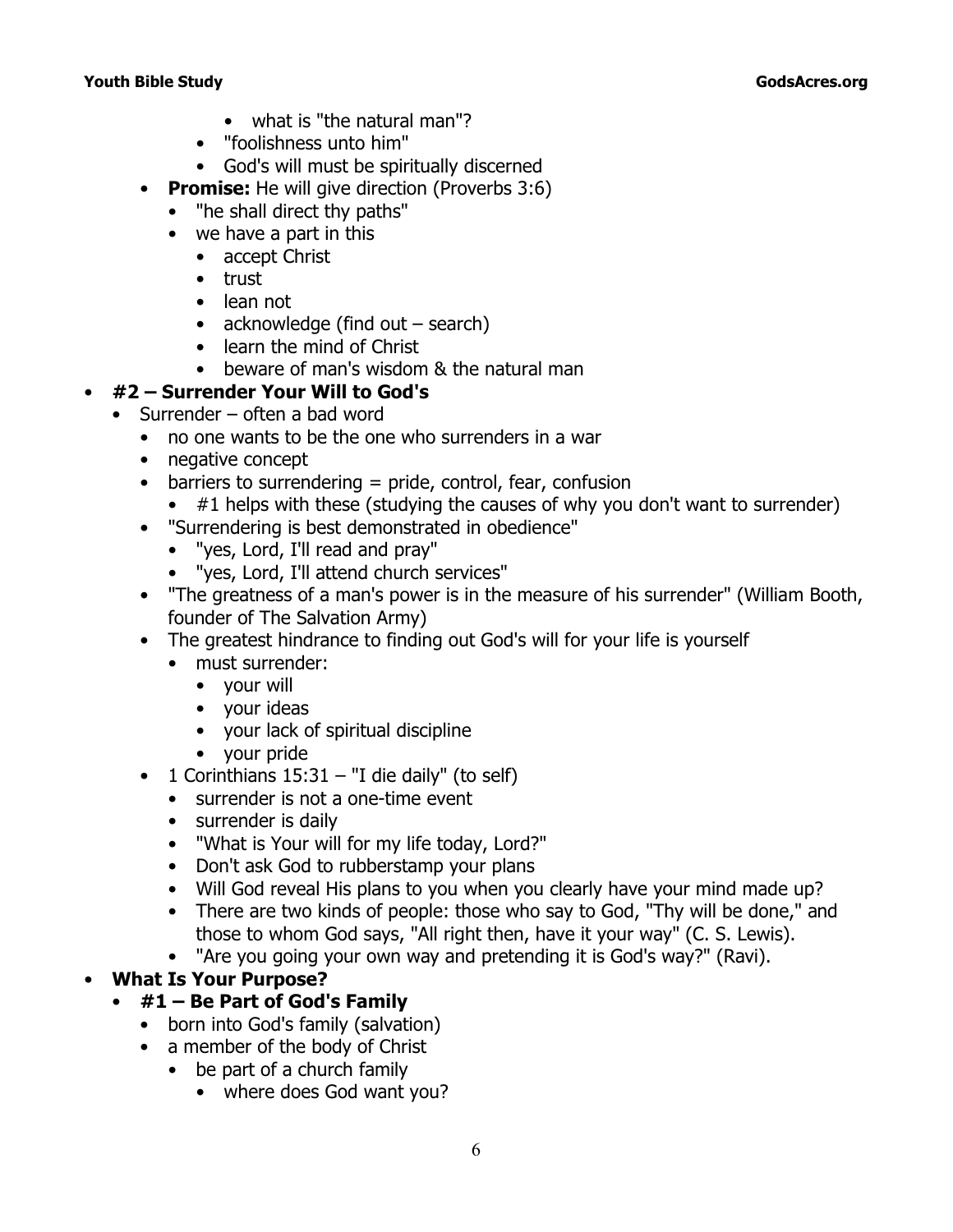- what is "the natural man"?
    - "foolishness unto him"
    - God's will must be spiritually discerned
  - **Promise:** He will give direction (Proverbs 3:6)
    - "he shall direct thy paths"
    - we have a part in this
      - accept Christ
      - trust
      - lean not
      - acknowledge (find out – search)
      - learn the mind of Christ
      - beware of man's wisdom & the natural man
- **#2 – Surrender Your Will to God's**
  - Surrender – often a bad word
    - no one wants to be the one who surrenders in a war
    - negative concept
    - barriers to surrendering = pride, control, fear, confusion
      - #1 helps with these (studying the causes of why you don't want to surrender)
    - "Surrendering is best demonstrated in obedience"
      - "yes, Lord, I'll read and pray"
      - "yes, Lord, I'll attend church services"
    - "The greatness of a man's power is in the measure of his surrender" (William Booth, founder of The Salvation Army)
    - The greatest hindrance to finding out God's will for your life is yourself
      - must surrender:
        - your will
        - your ideas
        - your lack of spiritual discipline
        - your pride
    - 1 Corinthians 15:31 – "I die daily" (to self)
      - surrender is not a one-time event
      - surrender is daily
      - "What is Your will for my life today, Lord?"
      - Don't ask God to rubberstamp your plans
      - Will God reveal His plans to you when you clearly have your mind made up?
      - There are two kinds of people: those who say to God, "Thy will be done," and those to whom God says, "All right then, have it your way" (C. S. Lewis).
      - "Are you going your own way and pretending it is God's way?" (Ravi).
- **What Is Your Purpose?**
  - **#1 – Be Part of God's Family**
    - born into God's family (salvation)
    - a member of the body of Christ
      - be part of a church family
        - where does God want you?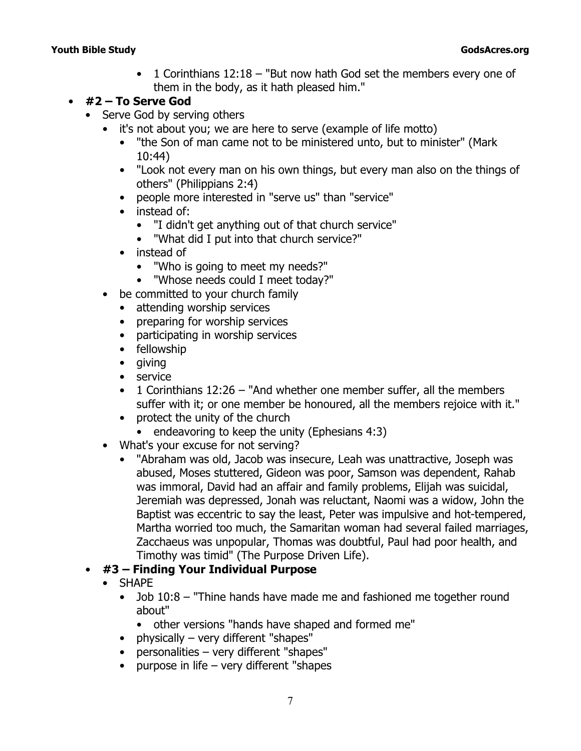- 1 Corinthians 12:18 – "But now hath God set the members every one of them in the body, as it hath pleased him."
- **#2 – To Serve God**
  - Serve God by serving others
    - it's not about you; we are here to serve (example of life motto)
      - "the Son of man came not to be ministered unto, but to minister" (Mark 10:44)
      - "Look not every man on his own things, but every man also on the things of others" (Philippians 2:4)
      - people more interested in "serve us" than "service"
      - instead of:
        - "I didn't get anything out of that church service"
        - "What did I put into that church service?"
      - instead of
        - "Who is going to meet my needs?"
        - "Whose needs could I meet today?"
    - be committed to your church family
      - attending worship services
      - preparing for worship services
      - participating in worship services
      - fellowship
      - giving
      - service
      - 1 Corinthians 12:26 – "And whether one member suffer, all the members suffer with it; or one member be honoured, all the members rejoice with it."
      - protect the unity of the church
        - endeavoring to keep the unity (Ephesians 4:3)
    - What's your excuse for not serving?
      - "Abraham was old, Jacob was insecure, Leah was unattractive, Joseph was abused, Moses stuttered, Gideon was poor, Samson was dependent, Rahab was immoral, David had an affair and family problems, Elijah was suicidal, Jeremiah was depressed, Jonah was reluctant, Naomi was a widow, John the Baptist was eccentric to say the least, Peter was impulsive and hot-tempered, Martha worried too much, the Samaritan woman had several failed marriages, Zacchaeus was unpopular, Thomas was doubtful, Paul had poor health, and Timothy was timid" (The Purpose Driven Life).
- **#3 – Finding Your Individual Purpose**
  - SHAPE
    - Job 10:8 – "Thine hands have made me and fashioned me together round about"
      - other versions "hands have shaped and formed me"
    - physically – very different "shapes"
    - personalities – very different "shapes"
    - purpose in life – very different "shapes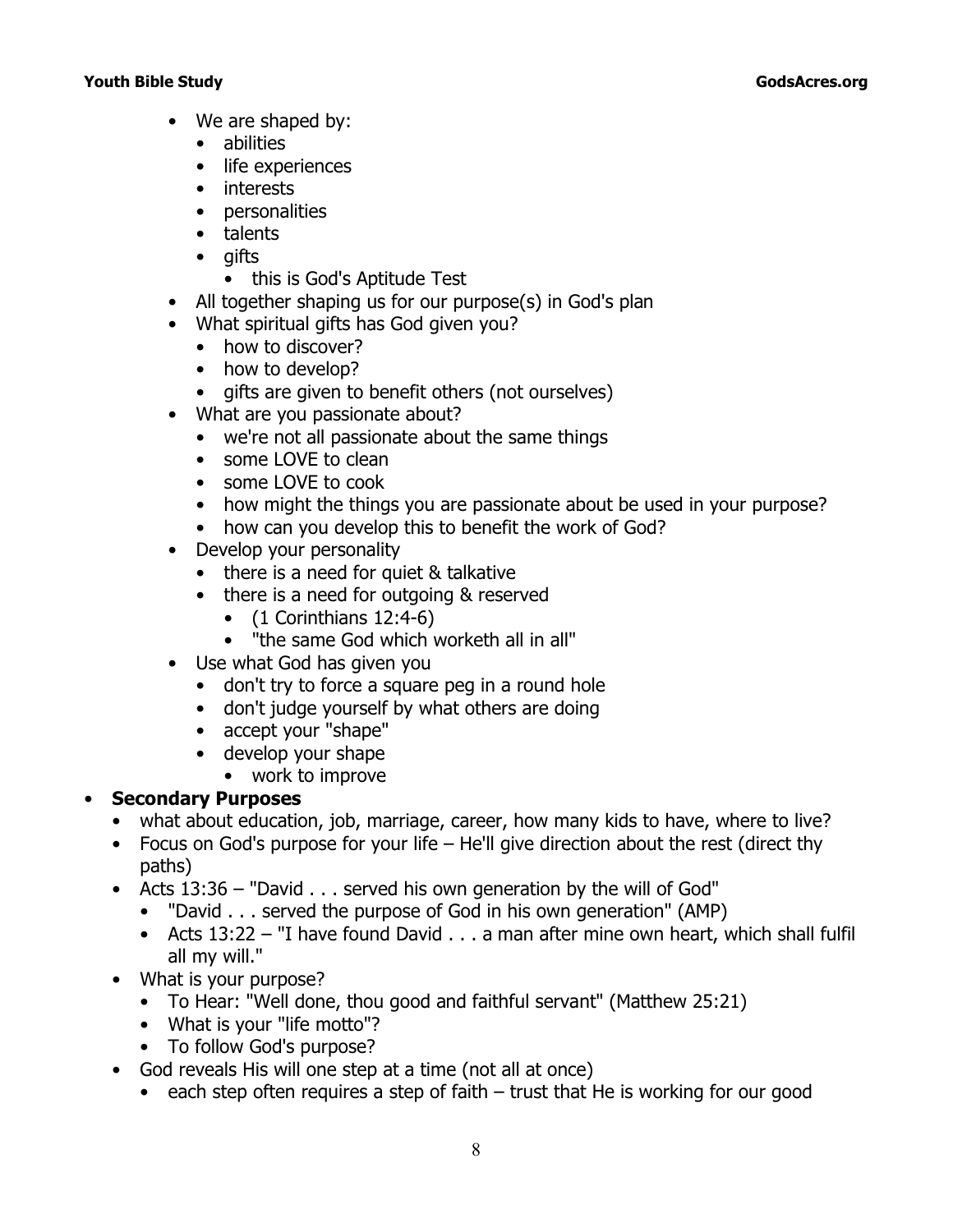- We are shaped by:
  - abilities
  - life experiences
  - interests
  - personalities
  - talents
  - gifts
    - this is God's Aptitude Test
- All together shaping us for our purpose(s) in God's plan
- What spiritual gifts has God given you?
  - how to discover?
  - how to develop?
  - gifts are given to benefit others (not ourselves)
- What are you passionate about?
  - we're not all passionate about the same things
  - some LOVE to clean
  - some LOVE to cook
  - how might the things you are passionate about be used in your purpose?
  - how can you develop this to benefit the work of God?
- Develop your personality
  - there is a need for quiet & talkative
  - there is a need for outgoing & reserved
    - (1 Corinthians 12:4-6)
    - "the same God which worketh all in all"
- Use what God has given you
  - don't try to force a square peg in a round hole
  - don't judge yourself by what others are doing
  - accept your "shape"
  - develop your shape
    - work to improve

- **Secondary Purposes**
  - what about education, job, marriage, career, how many kids to have, where to live?
  - Focus on God's purpose for your life – He'll give direction about the rest (direct thy paths)
  - Acts 13:36 – "David . . . served his own generation by the will of God"
    - "David . . . served the purpose of God in his own generation" (AMP)
    - Acts 13:22 – "I have found David . . . a man after mine own heart, which shall fulfil all my will."
  - What is your purpose?
    - To Hear: "Well done, thou good and faithful servant" (Matthew 25:21)
    - What is your "life motto"?
    - To follow God's purpose?
  - God reveals His will one step at a time (not all at once)
    - each step often requires a step of faith – trust that He is working for our good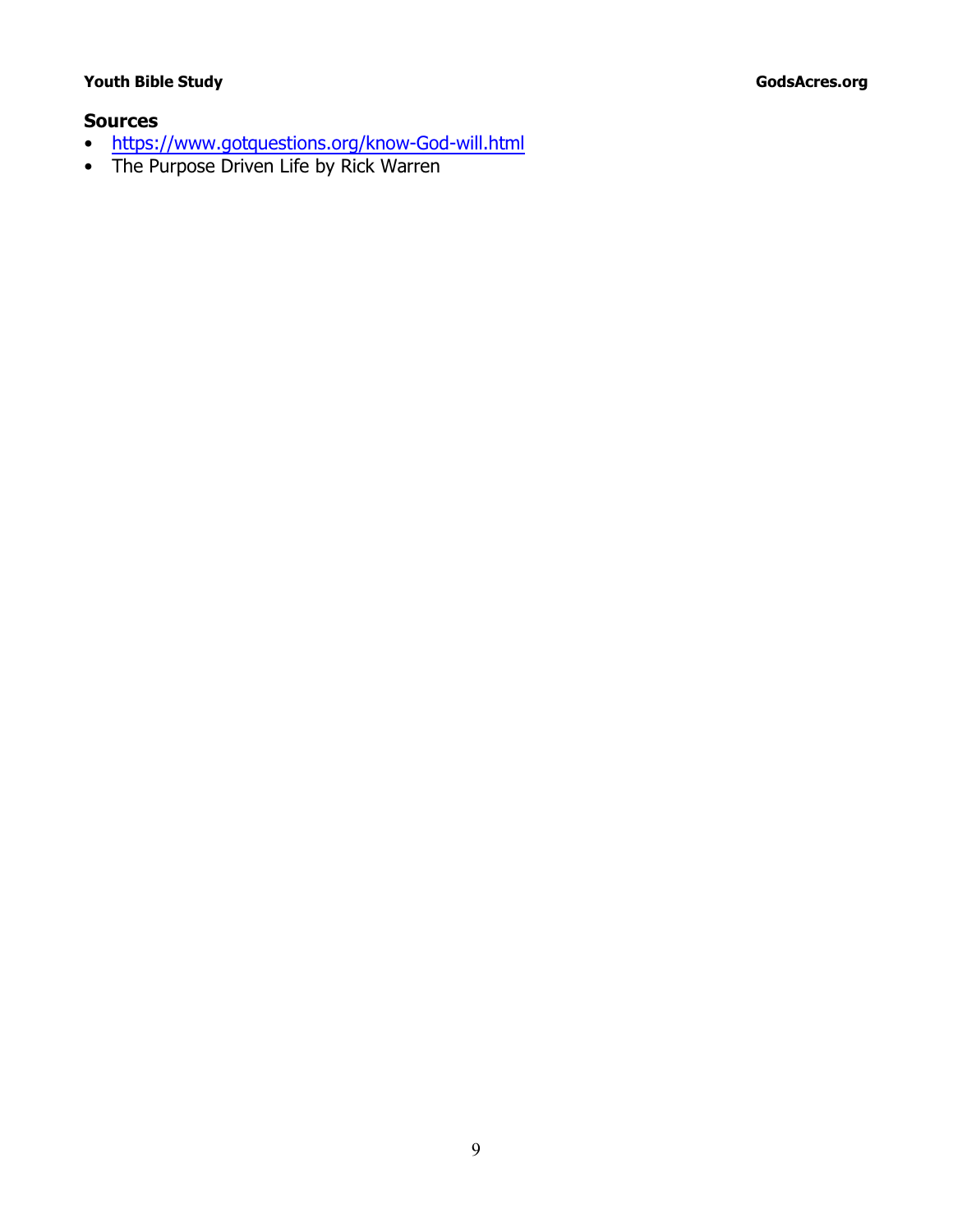## Sources

- https://www.gotquestions.org/know-God-will.html
- The Purpose Driven Life by Rick Warren